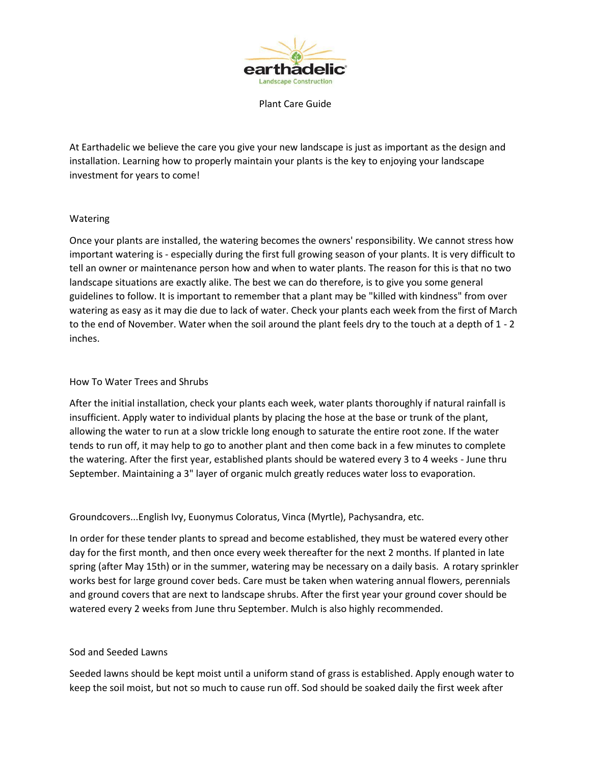earthadelic

Landscape Construction

# Plant Care Guide

At Earthadelic we believe the care you give your new landscape is just as important as the design and installation. Learning how to properly maintain your plants is the key to enjoying your landscape investment for years to come!

## Watering

Once your plants are installed, the watering becomes the owners' responsibility. We cannot stress how important watering is - especially during the first full growing season of your plants. It is very difficult to tell an owner or maintenance person how and when to water plants. The reason for this is that no two landscape situations are exactly alike. The best we can do therefore, is to give you some general guidelines to follow. It is important to remember that a plant may be "killed with kindness" from over watering as easy as it may die due to lack of water. Check your plants each week from the first of March to the end of November. Water when the soil around the plant feels dry to the touch at a depth of 1 - 2 inches.

## How To Water Trees and Shrubs

After the initial installation, check your plants each week, water plants thoroughly if natural rainfall is insufficient. Apply water to individual plants by placing the hose at the base or trunk of the plant, allowing the water to run at a slow trickle long enough to saturate the entire root zone. If the water tends to run off, it may help to go to another plant and then come back in a few minutes to complete the watering. After the first year, established plants should be watered every 3 to 4 weeks - June thru September. Maintaining a 3" layer of organic mulch greatly reduces water loss to evaporation.

## Groundcovers...English Ivy, Euonymus Coloratus, Vinca (Myrtle), Pachysandra, etc.

In order for these tender plants to spread and become established, they must be watered every other day for the first month, and then once every week thereafter for the next 2 months. If planted in late spring (after May 15th) or in the summer, watering may be necessary on a daily basis. A rotary sprinkler works best for large ground cover beds. Care must be taken when watering annual flowers, perennials and ground covers that are next to landscape shrubs. After the first year your ground cover should be watered every 2 weeks from June thru September. Mulch is also highly recommended.

## Sod and Seeded Lawns

Seeded lawns should be kept moist until a uniform stand of grass is established. Apply enough water to keep the soil moist, but not so much to cause run off. Sod should be soaked daily the first week after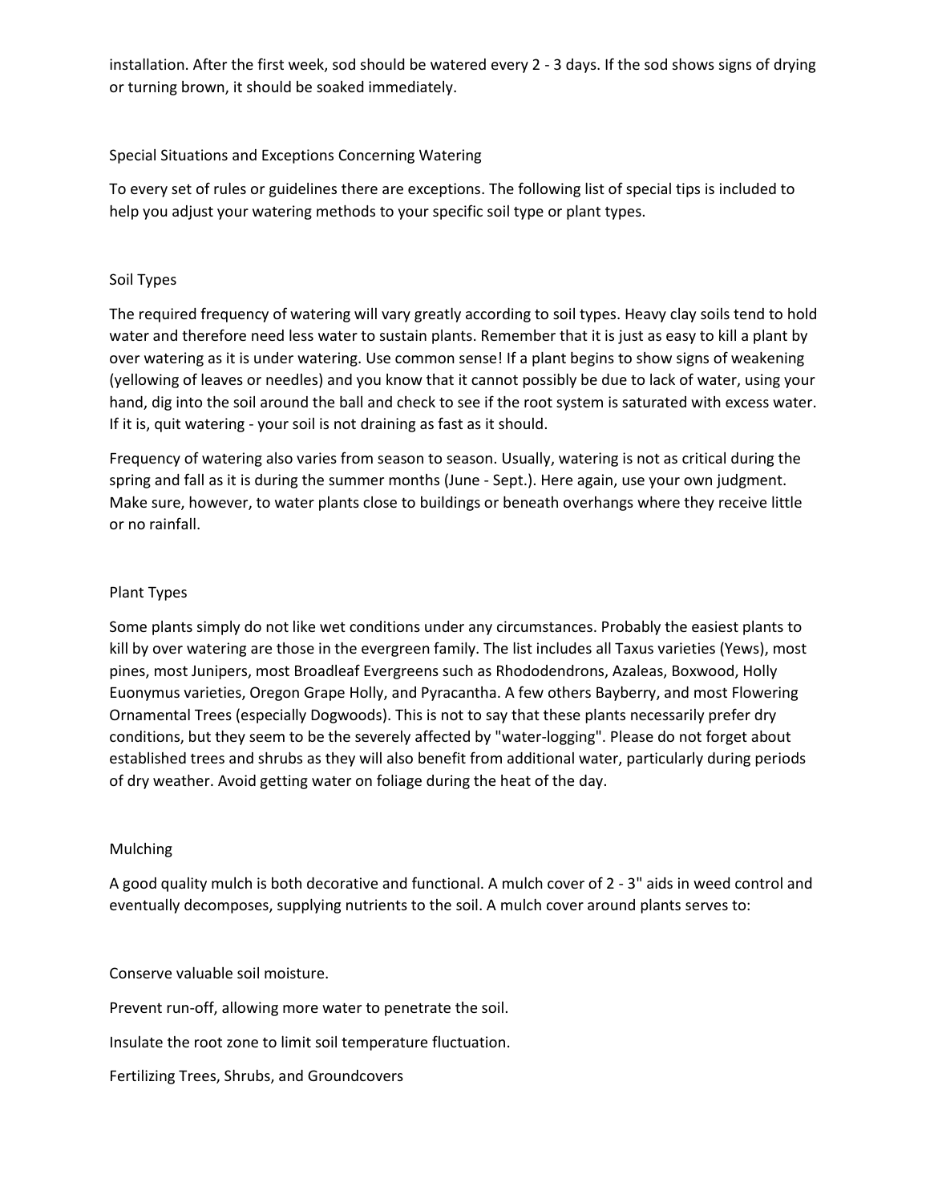installation. After the first week, sod should be watered every 2 - 3 days. If the sod shows signs of drying or turning brown, it should be soaked immediately.

## Special Situations and Exceptions Concerning Watering

To every set of rules or guidelines there are exceptions. The following list of special tips is included to help you adjust your watering methods to your specific soil type or plant types.

### Soil Types

The required frequency of watering will vary greatly according to soil types. Heavy clay soils tend to hold water and therefore need less water to sustain plants. Remember that it is just as easy to kill a plant by over watering as it is under watering. Use common sense! If a plant begins to show signs of weakening (yellowing of leaves or needles) and you know that it cannot possibly be due to lack of water, using your hand, dig into the soil around the ball and check to see if the root system is saturated with excess water. If it is, quit watering - your soil is not draining as fast as it should.

Frequency of watering also varies from season to season. Usually, watering is not as critical during the spring and fall as it is during the summer months (June - Sept.). Here again, use your own judgment. Make sure, however, to water plants close to buildings or beneath overhangs where they receive little or no rainfall.

### Plant Types

Some plants simply do not like wet conditions under any circumstances. Probably the easiest plants to kill by over watering are those in the evergreen family. The list includes all Taxus varieties (Yews), most pines, most Junipers, most Broadleaf Evergreens such as Rhododendrons, Azaleas, Boxwood, Holly Euonymus varieties, Oregon Grape Holly, and Pyracantha. A few others Bayberry, and most Flowering Ornamental Trees (especially Dogwoods). This is not to say that these plants necessarily prefer dry conditions, but they seem to be the severely affected by "water-logging". Please do not forget about established trees and shrubs as they will also benefit from additional water, particularly during periods of dry weather. Avoid getting water on foliage during the heat of the day.

## Mulching

A good quality mulch is both decorative and functional. A mulch cover of 2 - 3" aids in weed control and eventually decomposes, supplying nutrients to the soil. A mulch cover around plants serves to:

- Conserve valuable soil moisture.
- Prevent run-off, allowing more water to penetrate the soil.
- Insulate the root zone to limit soil temperature fluctuation.

## Fertilizing Trees, Shrubs, and Groundcovers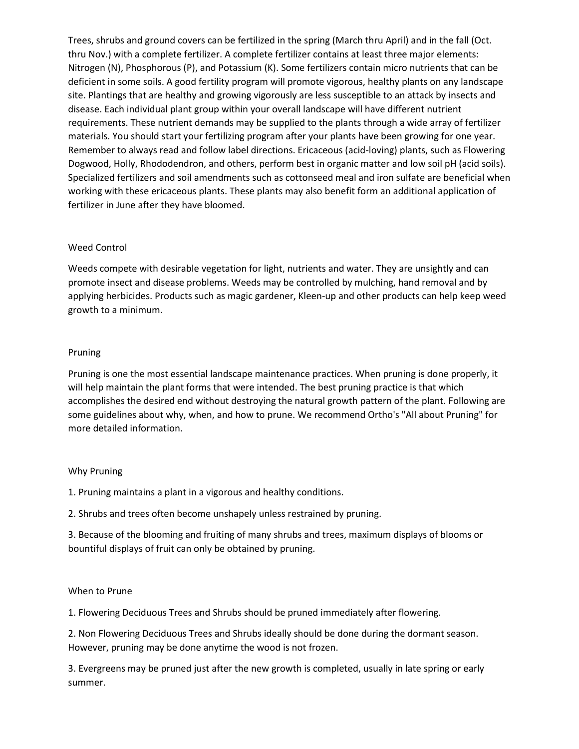Trees, shrubs and ground covers can be fertilized in the spring (March thru April) and in the fall (Oct. thru Nov.) with a complete fertilizer. A complete fertilizer contains at least three major elements: Nitrogen (N), Phosphorous (P), and Potassium (K). Some fertilizers contain micro nutrients that can be deficient in some soils. A good fertility program will promote vigorous, healthy plants on any landscape site. Plantings that are healthy and growing vigorously are less susceptible to an attack by insects and disease. Each individual plant group within your overall landscape will have different nutrient requirements. These nutrient demands may be supplied to the plants through a wide array of fertilizer materials. You should start your fertilizing program after your plants have been growing for one year. Remember to always read and follow label directions. Ericaceous (acid-loving) plants, such as Flowering Dogwood, Holly, Rhododendron, and others, perform best in organic matter and low soil pH (acid soils). Specialized fertilizers and soil amendments such as cottonseed meal and iron sulfate are beneficial when working with these ericaceous plants. These plants may also benefit form an additional application of fertilizer in June after they have bloomed.

## Weed Control

Weeds compete with desirable vegetation for light, nutrients and water. They are unsightly and can promote insect and disease problems. Weeds may be controlled by mulching, hand removal and by applying herbicides. Products such as magic gardener, Kleen-up and other products can help keep weed growth to a minimum.

## Pruning

Pruning is one the most essential landscape maintenance practices. When pruning is done properly, it will help maintain the plant forms that were intended. The best pruning practice is that which accomplishes the desired end without destroying the natural growth pattern of the plant. Following are some guidelines about why, when, and how to prune. We recommend Ortho's "All about Pruning" for more detailed information.

### Why Pruning

1. Pruning maintains a plant in a vigorous and healthy conditions.
2. Shrubs and trees often become unshapely unless restrained by pruning.
3. Because of the blooming and fruiting of many shrubs and trees, maximum displays of blooms or bountiful displays of fruit can only be obtained by pruning.

### When to Prune

1. Flowering Deciduous Trees and Shrubs should be pruned immediately after flowering.
2. Non Flowering Deciduous Trees and Shrubs ideally should be done during the dormant season. However, pruning may be done anytime the wood is not frozen.
3. Evergreens may be pruned just after the new growth is completed, usually in late spring or early summer.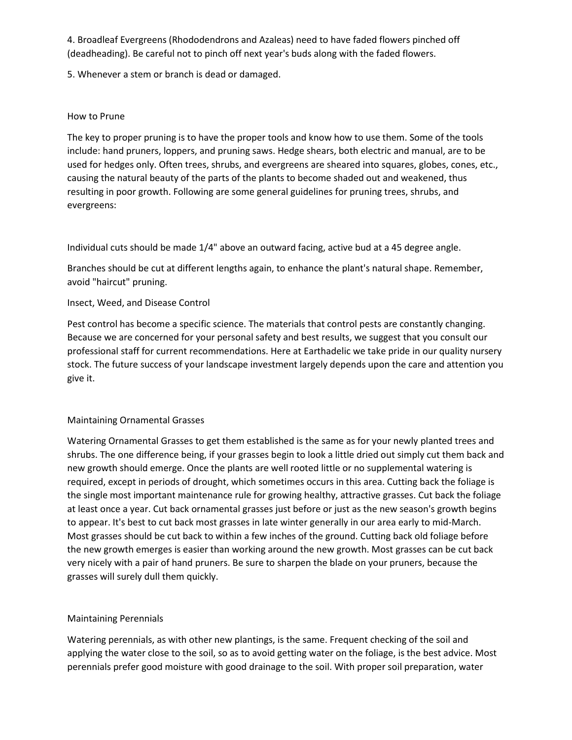4. Broadleaf Evergreens (Rhododendrons and Azaleas) need to have faded flowers pinched off (deadheading). Be careful not to pinch off next year's buds along with the faded flowers.

5. Whenever a stem or branch is dead or damaged.

## How to Prune

The key to proper pruning is to have the proper tools and know how to use them. Some of the tools include: hand pruners, loppers, and pruning saws. Hedge shears, both electric and manual, are to be used for hedges only. Often trees, shrubs, and evergreens are sheared into squares, globes, cones, etc., causing the natural beauty of the parts of the plants to become shaded out and weakened, thus resulting in poor growth. Following are some general guidelines for pruning trees, shrubs, and evergreens:

Individual cuts should be made 1/4" above an outward facing, active bud at a 45 degree angle.

Branches should be cut at different lengths again, to enhance the plant's natural shape. Remember, avoid "haircut" pruning.

## Insect, Weed, and Disease Control

Pest control has become a specific science. The materials that control pests are constantly changing. Because we are concerned for your personal safety and best results, we suggest that you consult our professional staff for current recommendations. Here at Earthadelic we take pride in our quality nursery stock. The future success of your landscape investment largely depends upon the care and attention you give it.

## Maintaining Ornamental Grasses

Watering Ornamental Grasses to get them established is the same as for your newly planted trees and shrubs. The one difference being, if your grasses begin to look a little dried out simply cut them back and new growth should emerge. Once the plants are well rooted little or no supplemental watering is required, except in periods of drought, which sometimes occurs in this area. Cutting back the foliage is the single most important maintenance rule for growing healthy, attractive grasses. Cut back the foliage at least once a year. Cut back ornamental grasses just before or just as the new season's growth begins to appear. It's best to cut back most grasses in late winter generally in our area early to mid-March. Most grasses should be cut back to within a few inches of the ground. Cutting back old foliage before the new growth emerges is easier than working around the new growth. Most grasses can be cut back very nicely with a pair of hand pruners. Be sure to sharpen the blade on your pruners, because the grasses will surely dull them quickly.

## Maintaining Perennials

Watering perennials, as with other new plantings, is the same. Frequent checking of the soil and applying the water close to the soil, so as to avoid getting water on the foliage, is the best advice. Most perennials prefer good moisture with good drainage to the soil. With proper soil preparation, water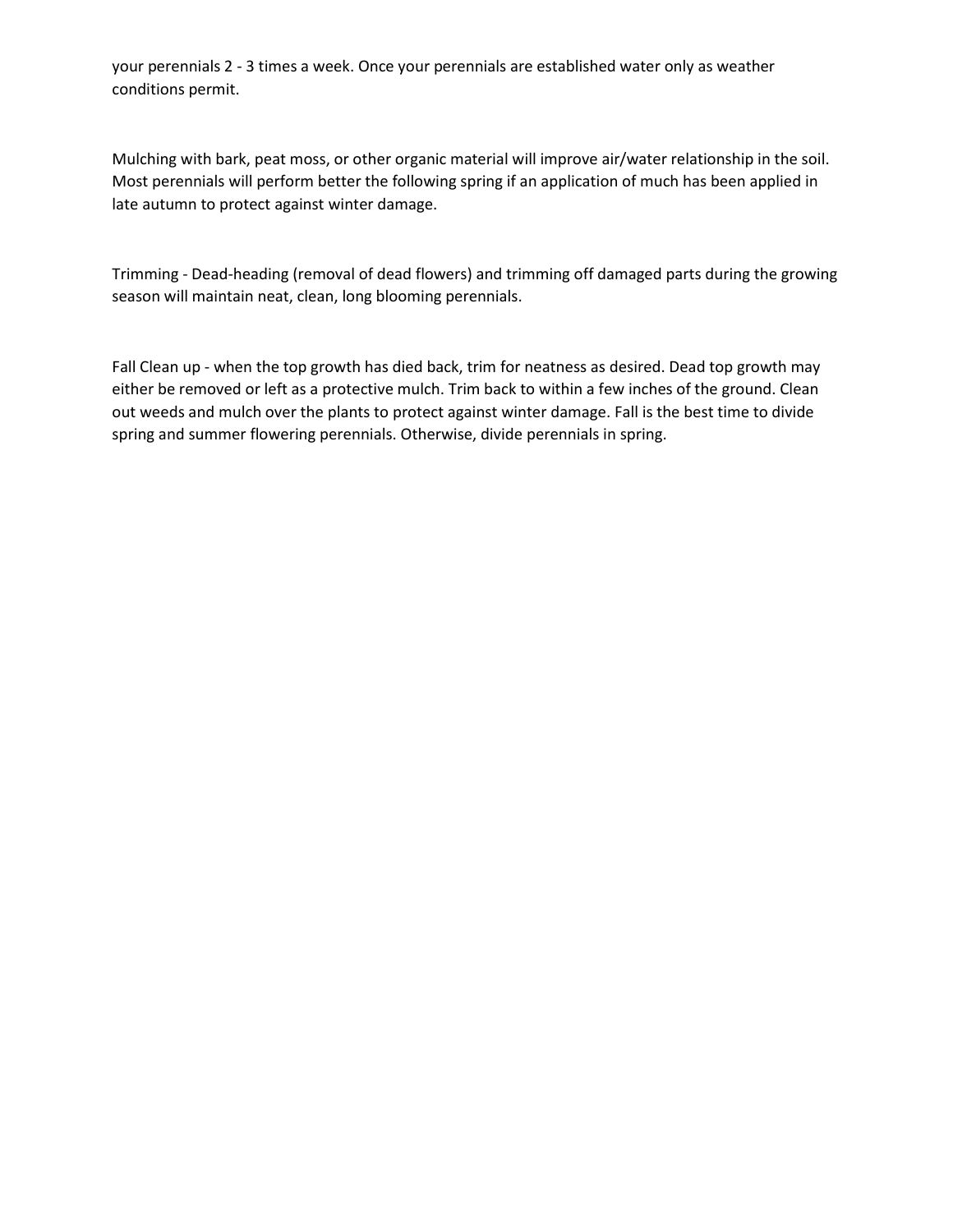your perennials 2 - 3 times a week. Once your perennials are established water only as weather conditions permit.

Mulching with bark, peat moss, or other organic material will improve air/water relationship in the soil. Most perennials will perform better the following spring if an application of much has been applied in late autumn to protect against winter damage.

Trimming - Dead-heading (removal of dead flowers) and trimming off damaged parts during the growing season will maintain neat, clean, long blooming perennials.

Fall Clean up - when the top growth has died back, trim for neatness as desired. Dead top growth may either be removed or left as a protective mulch. Trim back to within a few inches of the ground. Clean out weeds and mulch over the plants to protect against winter damage. Fall is the best time to divide spring and summer flowering perennials. Otherwise, divide perennials in spring.